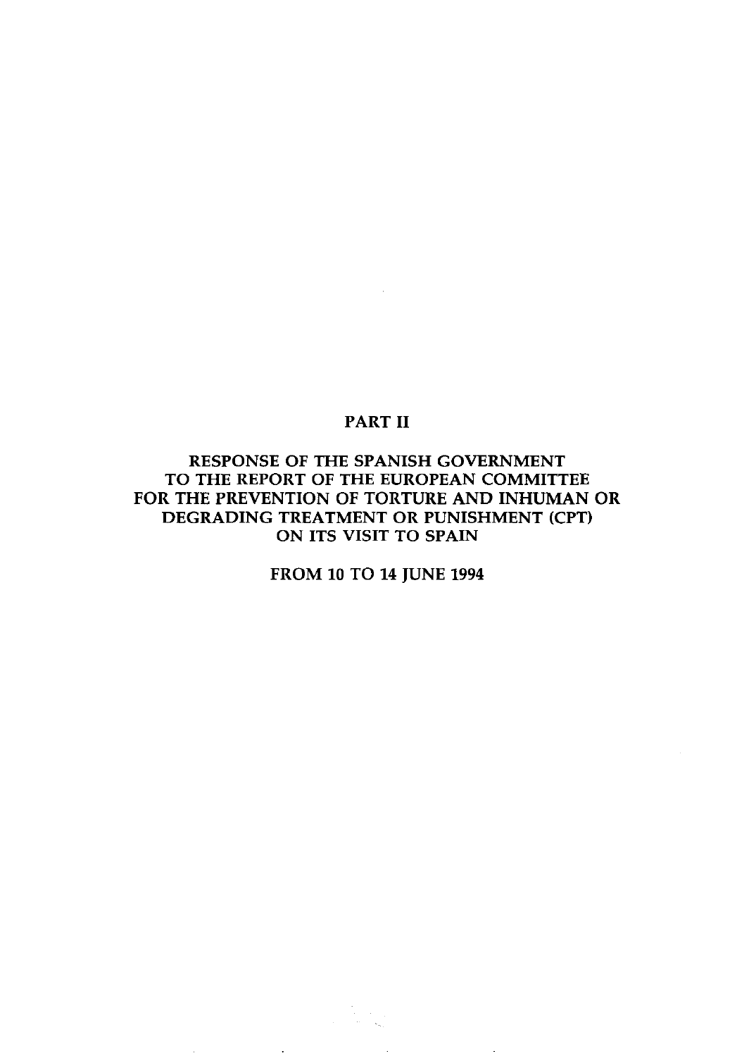# PART II

## RESPONSE OF THE SPANISH GOVERNMENT TO THE REPORT OF THE EUROPEAN COMMITTEE FOR THE PREVENTION OF TORTURE AND INHUMAN OR DEGRADING TREATMENT OR PUNISHMENT (CPT) ON ITS VISIT TO SPAIN

## FROM 10 TO 14 JUNE 1994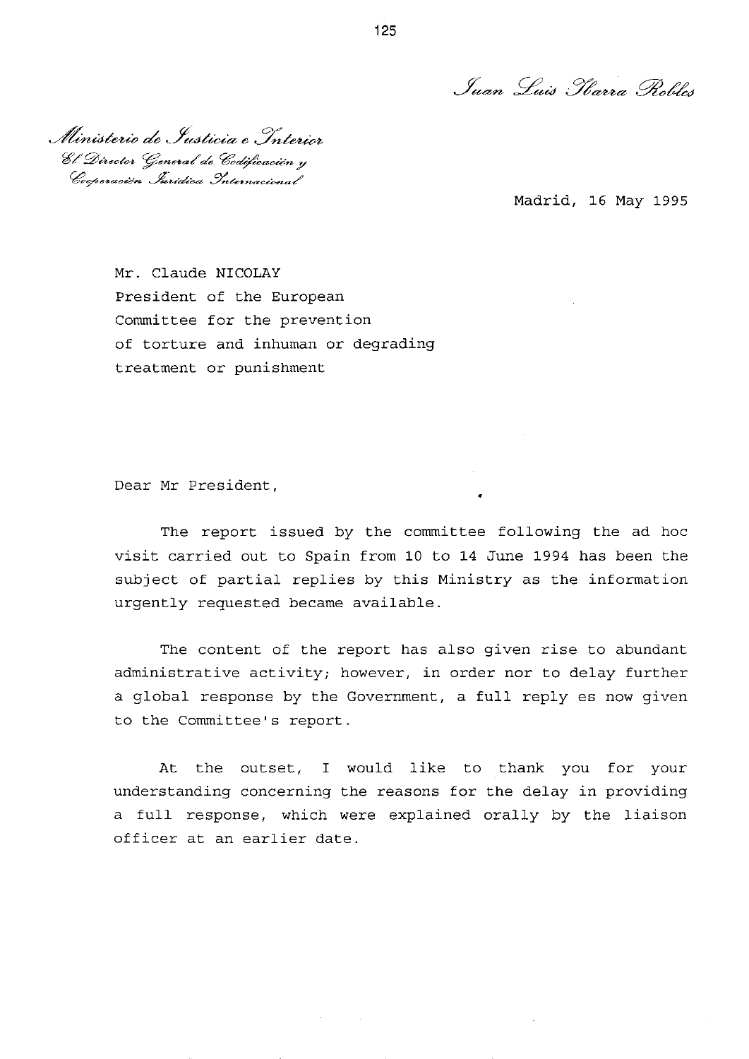*Juan Luis Ibarra Robles*

*Ministerio de Justicia e Interior*
*El Director General de Codificación y Cooperación Jurídica Internacional*

Madrid, 16 May 1995

Mr. Claude NICOLAY
President of the European Committee for the prevention of torture and inhuman or degrading treatment or punishment

Dear Mr President,

The report issued by the committee following the ad hoc visit carried out to Spain from 10 to 14 June 1994 has been the subject of partial replies by this Ministry as the information urgently requested became available.

The content of the report has also given rise to abundant administrative activity; however, in order nor to delay further a global response by the Government, a full reply es now given to the Committee's report.

At the outset, I would like to thank you for your understanding concerning the reasons for the delay in providing a full response, which were explained orally by the liaison officer at an earlier date.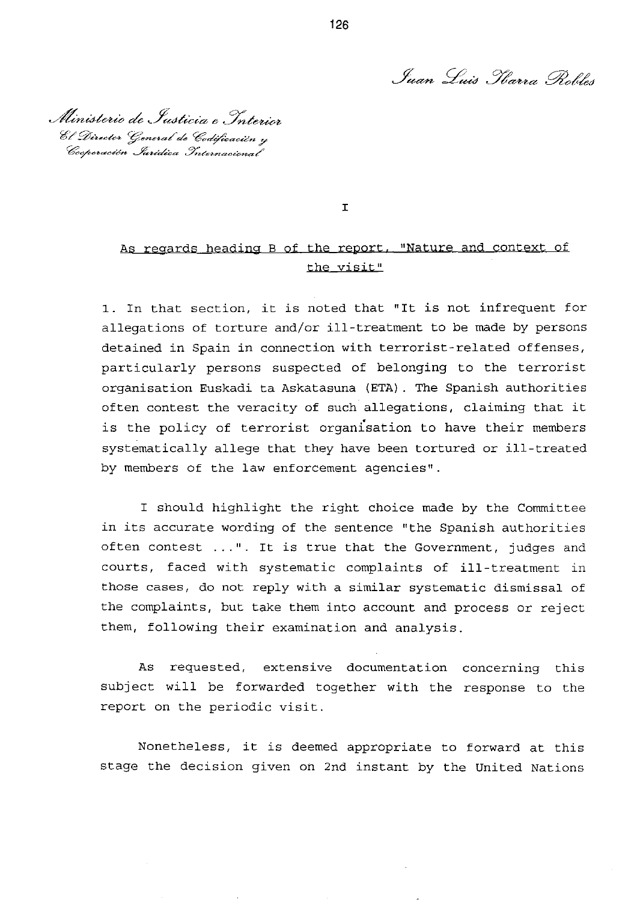Juan Luis Ibarra Robles

Ministerio de Justicia e Interior
El Director General de Codificación y
Cooperación Jurídica Internacional

I

## As regards heading B of the report, "Nature and context of the visit"

1. In that section, it is noted that "It is not infrequent for allegations of torture and/or ill-treatment to be made by persons detained in Spain in connection with terrorist-related offenses, particularly persons suspected of belonging to the terrorist organisation Euskadi ta Askatasuna (ETA). The Spanish authorities often contest the veracity of such allegations, claiming that it is the policy of terrorist organisation to have their members systematically allege that they have been tortured or ill-treated by members of the law enforcement agencies".

I should highlight the right choice made by the Committee in its accurate wording of the sentence "the Spanish authorities often contest ...". It is true that the Government, judges and courts, faced with systematic complaints of ill-treatment in those cases, do not reply with a similar systematic dismissal of the complaints, but take them into account and process or reject them, following their examination and analysis.

As requested, extensive documentation concerning this subject will be forwarded together with the response to the report on the periodic visit.

Nonetheless, it is deemed appropriate to forward at this stage the decision given on 2nd instant by the United Nations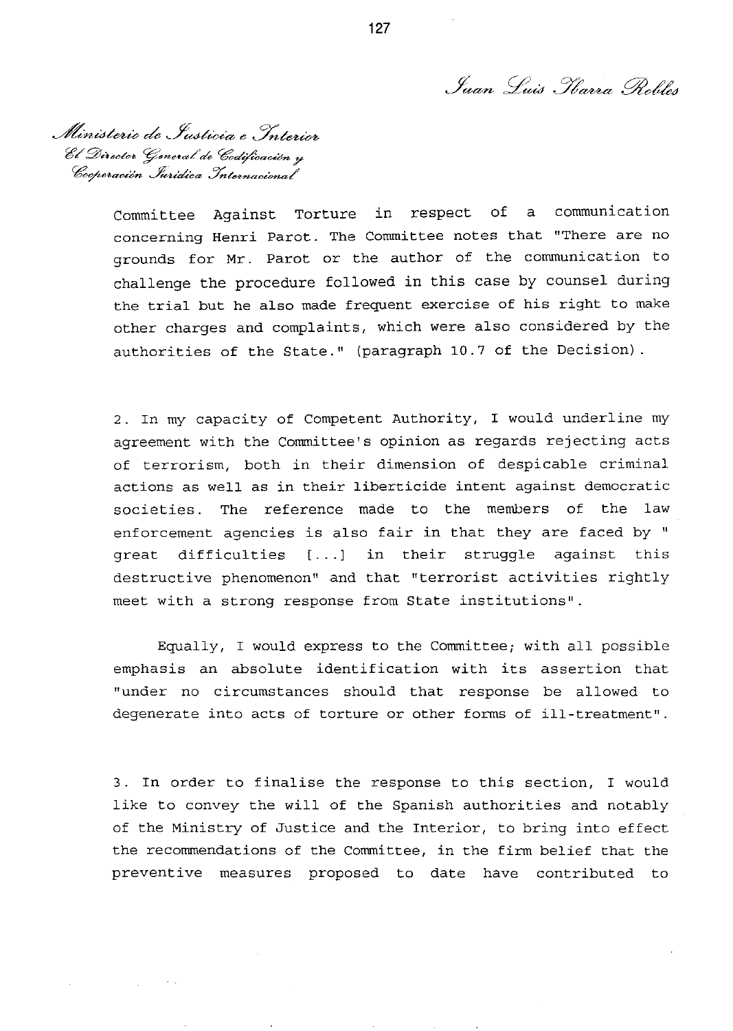*Juan Luis Ibarra Robles*

*Ministerio de Justicia e Interior*
*El Director General de Codificación y Cooperación Jurídica Internacional*

Committee Against Torture in respect of a communication concerning Henri Parot. The Committee notes that "There are no grounds for Mr. Parot or the author of the communication to challenge the procedure followed in this case by counsel during the trial but he also made frequent exercise of his right to make other charges and complaints, which were also considered by the authorities of the State." (paragraph 10.7 of the Decision).

2. In my capacity of Competent Authority, I would underline my agreement with the Committee's opinion as regards rejecting acts of terrorism, both in their dimension of despicable criminal actions as well as in their liberticide intent against democratic societies. The reference made to the members of the law enforcement agencies is also fair in that they are faced by " great difficulties [...] in their struggle against this destructive phenomenon" and that "terrorist activities rightly meet with a strong response from State institutions".

Equally, I would express to the Committee; with all possible emphasis an absolute identification with its assertion that "under no circumstances should that response be allowed to degenerate into acts of torture or other forms of ill-treatment".

3. In order to finalise the response to this section, I would like to convey the will of the Spanish authorities and notably of the Ministry of Justice and the Interior, to bring into effect the recommendations of the Committee, in the firm belief that the preventive measures proposed to date have contributed to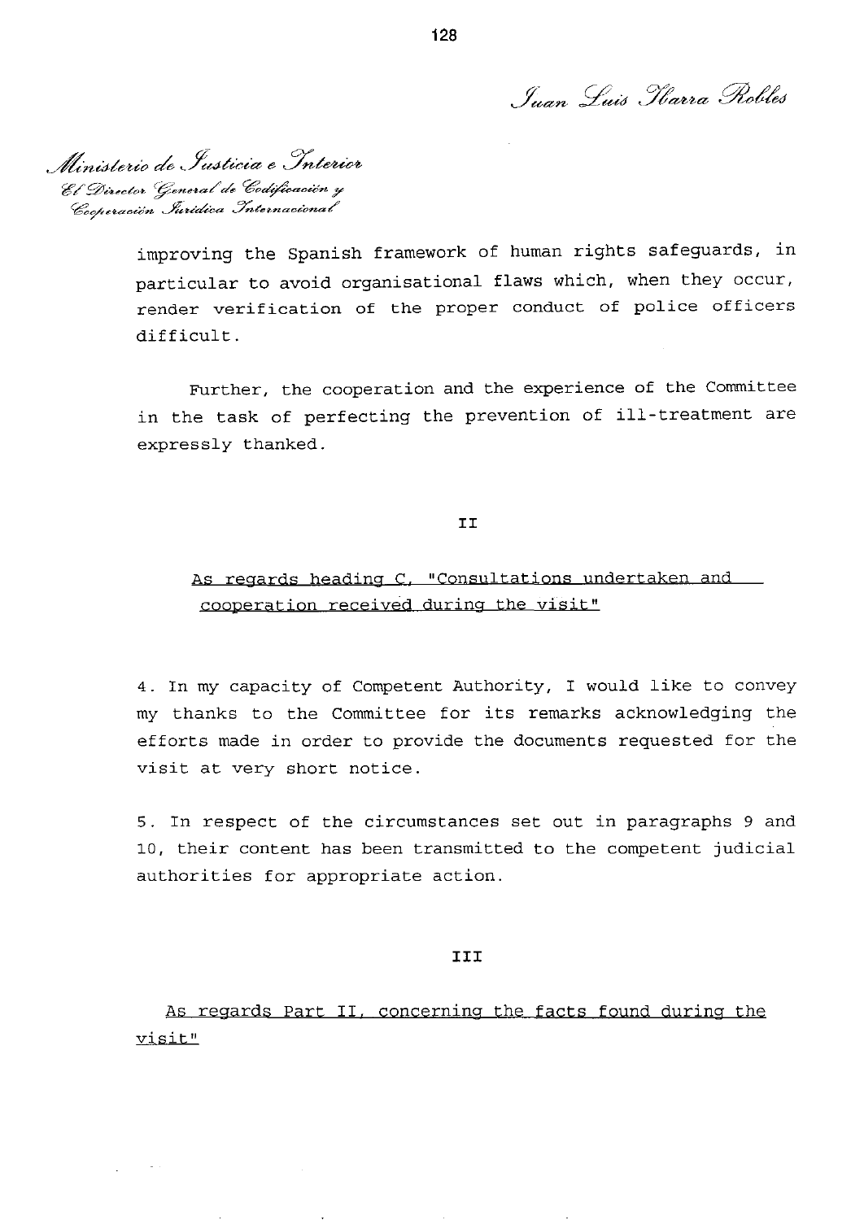Juan Luis Ibarra Robles

Ministerio de Justicia e Interior
El Director General de Codificación y
Cooperación Jurídica Internacional

improving the Spanish framework of human rights safeguards, in particular to avoid organisational flaws which, when they occur, render verification of the proper conduct of police officers difficult.

Further, the cooperation and the experience of the Committee in the task of perfecting the prevention of ill-treatment are expressly thanked.

II

As regards heading C, "Consultations undertaken and cooperation received during the visit"

4. In my capacity of Competent Authority, I would like to convey my thanks to the Committee for its remarks acknowledging the efforts made in order to provide the documents requested for the visit at very short notice.

5. In respect of the circumstances set out in paragraphs 9 and 10, their content has been transmitted to the competent judicial authorities for appropriate action.

III

As regards Part II, concerning the facts found during the visit"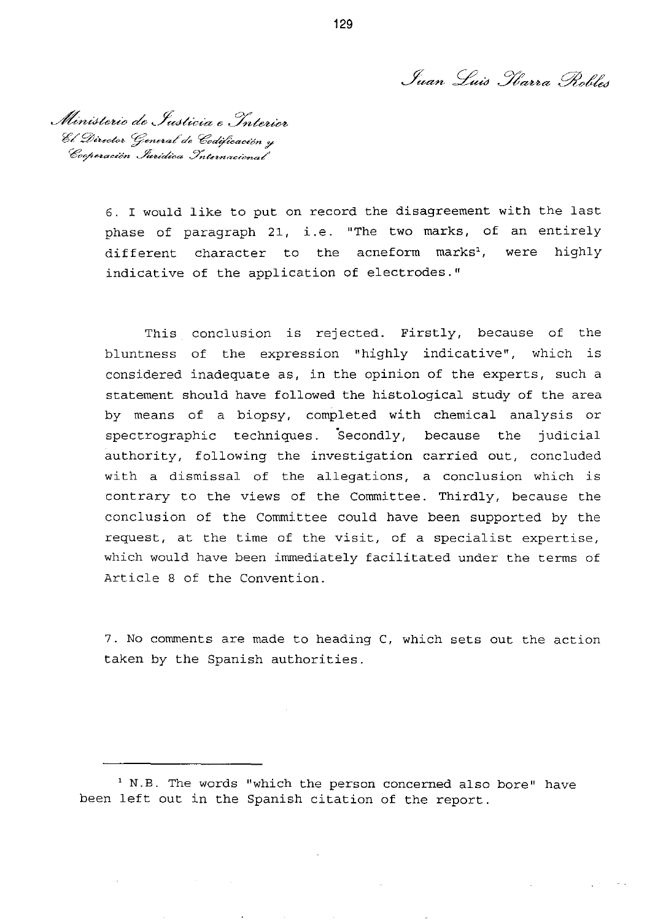*Juan Luis Ibarra Robles*

*Ministerio de Justicia e Interior*
*El Director General de Codificación y Cooperación Jurídica Internacional*

6. I would like to put on record the disagreement with the last phase of paragraph 21, i.e. "The two marks, of an entirely different character to the acneform marks[1], were highly indicative of the application of electrodes."

This conclusion is rejected. Firstly, because of the bluntness of the expression "highly indicative", which is considered inadequate as, in the opinion of the experts, such a statement should have followed the histological study of the area by means of a biopsy, completed with chemical analysis or spectrographic techniques. Secondly, because the judicial authority, following the investigation carried out, concluded with a dismissal of the allegations, a conclusion which is contrary to the views of the Committee. Thirdly, because the conclusion of the Committee could have been supported by the request, at the time of the visit, of a specialist expertise, which would have been immediately facilitated under the terms of Article 8 of the Convention.

7. No comments are made to heading C, which sets out the action taken by the Spanish authorities.

---

[1] N.B. The words "which the person concerned also bore" have been left out in the Spanish citation of the report.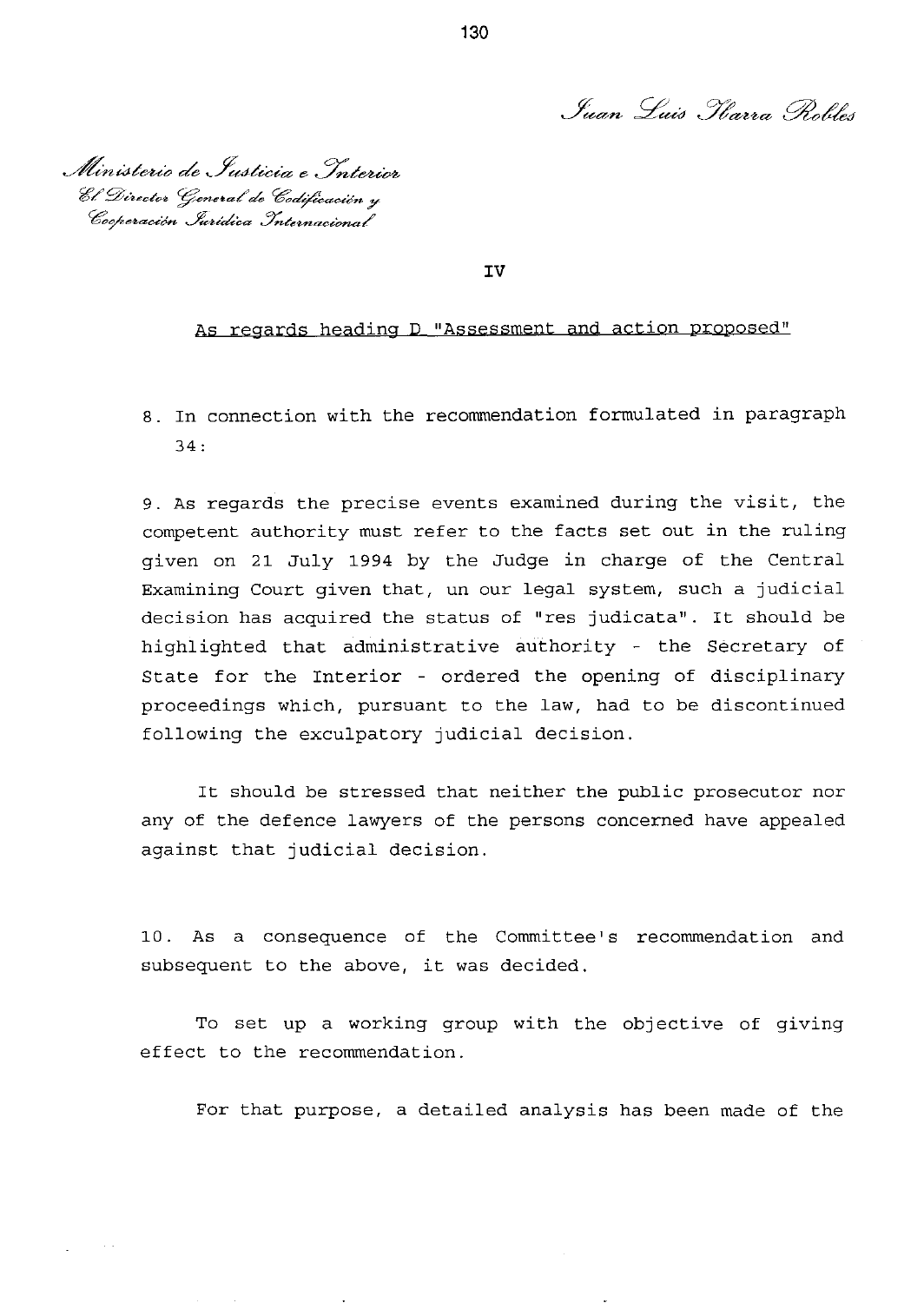Juan Luis Ibarra Robles

*Ministerio de Justicia e Interior*
*El Director General de Codificación y Cooperación Jurídica Internacional*

IV

As regards heading D "Assessment and action proposed"

8. In connection with the recommendation formulated in paragraph 34:

9. As regards the precise events examined during the visit, the competent authority must refer to the facts set out in the ruling given on 21 July 1994 by the Judge in charge of the Central Examining Court given that, un our legal system, such a judicial decision has acquired the status of "res judicata". It should be highlighted that administrative authority - the Secretary of State for the Interior - ordered the opening of disciplinary proceedings which, pursuant to the law, had to be discontinued following the exculpatory judicial decision.

It should be stressed that neither the public prosecutor nor any of the defence lawyers of the persons concerned have appealed against that judicial decision.

10. As a consequence of the Committee's recommendation and subsequent to the above, it was decided.

To set up a working group with the objective of giving effect to the recommendation.

For that purpose, a detailed analysis has been made of the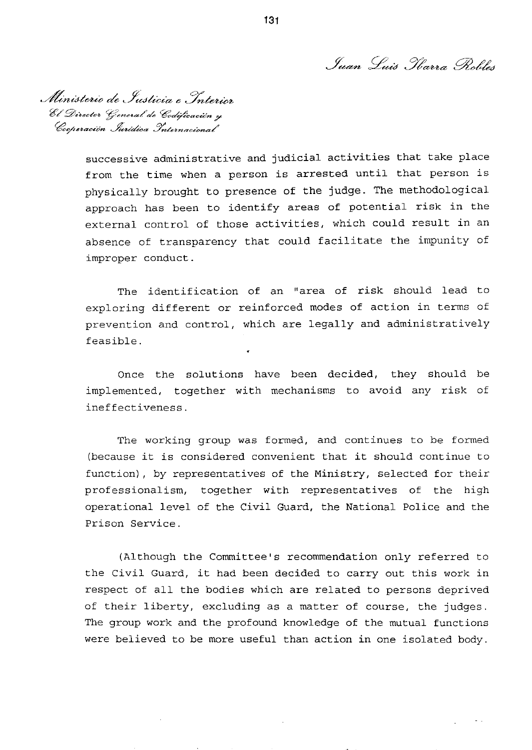Juan Luis Ibarra Robles

Ministerio de Justicia e Interior
El Director General de Codificación y
Cooperación Jurídica Internacional

successive administrative and judicial activities that take place from the time when a person is arrested until that person is physically brought to presence of the judge. The methodological approach has been to identify areas of potential risk in the external control of those activities, which could result in an absence of transparency that could facilitate the impunity of improper conduct.

The identification of an "area of risk should lead to exploring different or reinforced modes of action in terms of prevention and control, which are legally and administratively feasible.

Once the solutions have been decided, they should be implemented, together with mechanisms to avoid any risk of ineffectiveness.

The working group was formed, and continues to be formed (because it is considered convenient that it should continue to function), by representatives of the Ministry, selected for their professionalism, together with representatives of the high operational level of the Civil Guard, the National Police and the Prison Service.

(Although the Committee's recommendation only referred to the Civil Guard, it had been decided to carry out this work in respect of all the bodies which are related to persons deprived of their liberty, excluding as a matter of course, the judges. The group work and the profound knowledge of the mutual functions were believed to be more useful than action in one isolated body.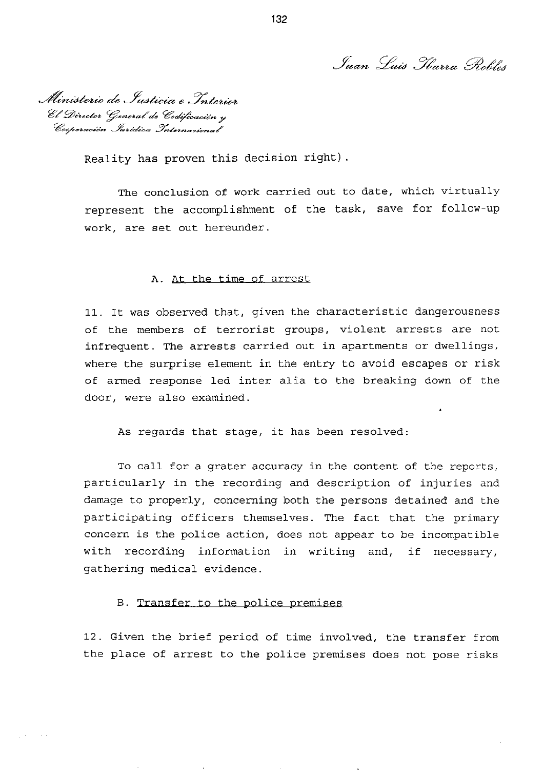Reality has proven this decision right).

The conclusion of work carried out to date, which virtually represent the accomplishment of the task, save for follow-up work, are set out hereunder.

A. At the time of arrest

11. It was observed that, given the characteristic dangerousness of the members of terrorist groups, violent arrests are not infrequent. The arrests carried out in apartments or dwellings, where the surprise element in the entry to avoid escapes or risk of armed response led inter alia to the breaking down of the door, were also examined.

As regards that stage, it has been resolved:

To call for a grater accuracy in the content of the reports, particularly in the recording and description of injuries and damage to properly, concerning both the persons detained and the participating officers themselves. The fact that the primary concern is the police action, does not appear to be incompatible with recording information in writing and, if necessary, gathering medical evidence.

B. Transfer to the police premises

12. Given the brief period of time involved, the transfer from the place of arrest to the police premises does not pose risks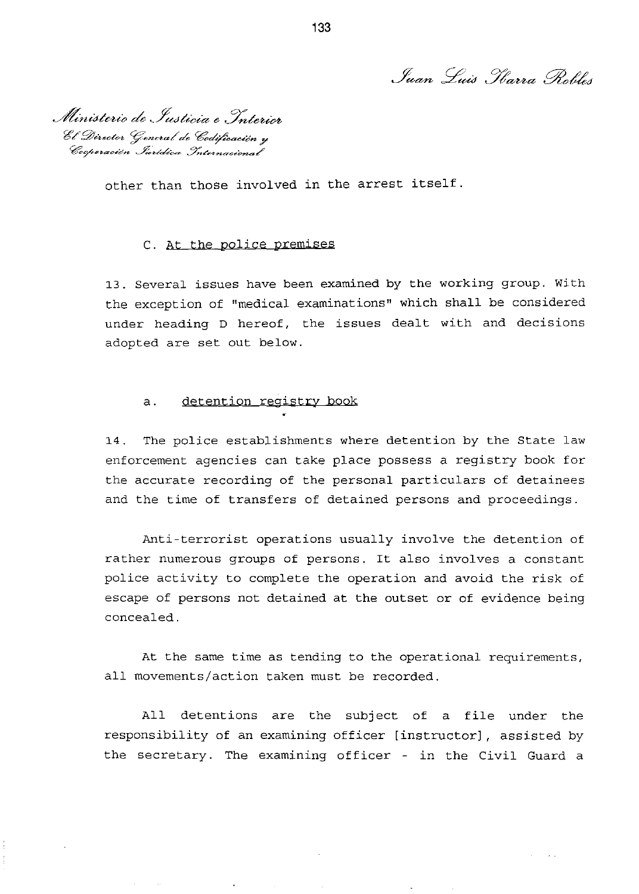other than those involved in the arrest itself.

### C. At the police premises

13. Several issues have been examined by the working group. With the exception of "medical examinations" which shall be considered under heading D hereof, the issues dealt with and decisions adopted are set out below.

#### a. detention registry book

14. The police establishments where detention by the State law enforcement agencies can take place possess a registry book for the accurate recording of the personal particulars of detainees and the time of transfers of detained persons and proceedings.

Anti-terrorist operations usually involve the detention of rather numerous groups of persons. It also involves a constant police activity to complete the operation and avoid the risk of escape of persons not detained at the outset or of evidence being concealed.

At the same time as tending to the operational requirements, all movements/action taken must be recorded.

All detentions are the subject of a file under the responsibility of an examining officer [instructor], assisted by the secretary. The examining officer - in the Civil Guard a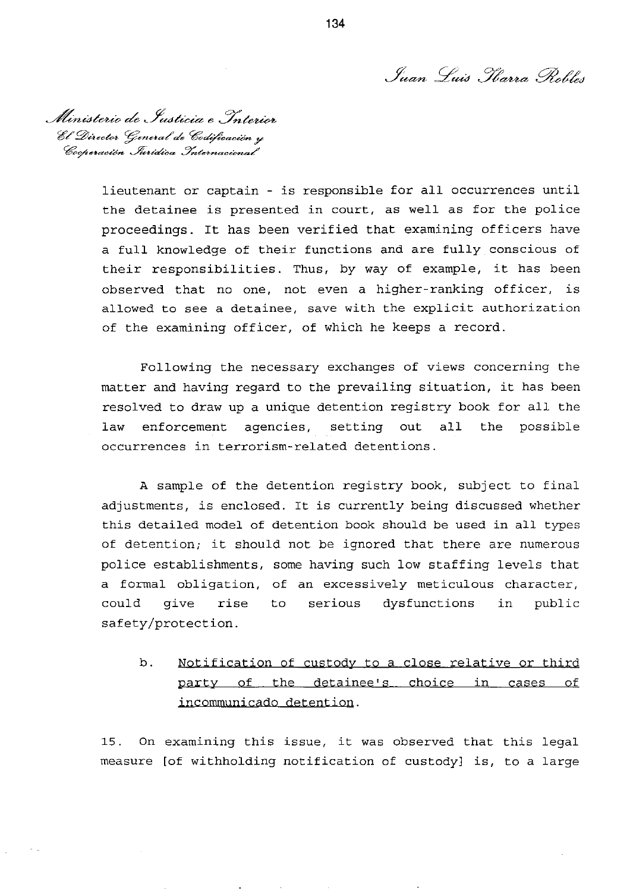*Juan Luis Ibarra Robles*

*Ministerio de Justicia e Interior*
*El Director General de Codificación y Cooperación Jurídica Internacional*

lieutenant or captain - is responsible for all occurrences until the detainee is presented in court, as well as for the police proceedings. It has been verified that examining officers have a full knowledge of their functions and are fully conscious of their responsibilities. Thus, by way of example, it has been observed that no one, not even a higher-ranking officer, is allowed to see a detainee, save with the explicit authorization of the examining officer, of which he keeps a record.

Following the necessary exchanges of views concerning the matter and having regard to the prevailing situation, it has been resolved to draw up a unique detention registry book for all the law enforcement agencies, setting out all the possible occurrences in terrorism-related detentions.

A sample of the detention registry book, subject to final adjustments, is enclosed. It is currently being discussed whether this detailed model of detention book should be used in all types of detention; it should not be ignored that there are numerous police establishments, some having such low staffing levels that a formal obligation, of an excessively meticulous character, could give rise to serious dysfunctions in public safety/protection.

b. <u>Notification of custody to a close relative or third party of the detainee's choice in cases of incommunicado detention</u>.

15. On examining this issue, it was observed that this legal measure [of withholding notification of custody] is, to a large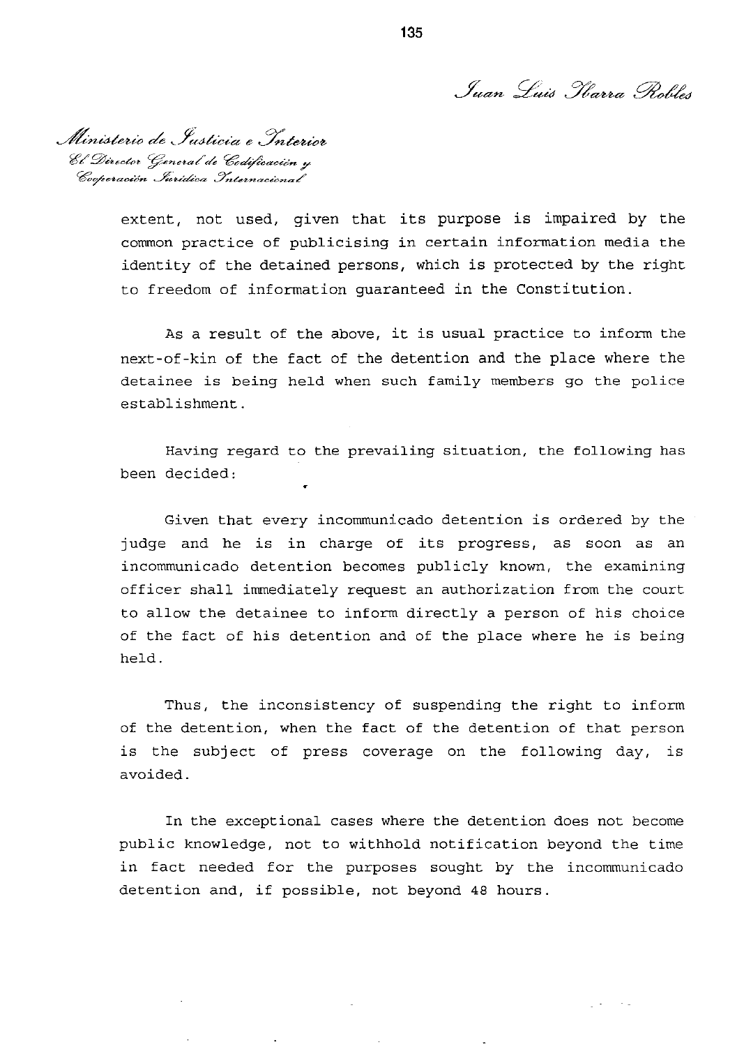*Ministerio de Justicia e Interior*
*El Director General de Codificación y Cooperación Jurídica Internacional*

extent, not used, given that its purpose is impaired by the common practice of publicising in certain information media the identity of the detained persons, which is protected by the right to freedom of information guaranteed in the Constitution.

As a result of the above, it is usual practice to inform the next-of-kin of the fact of the detention and the place where the detainee is being held when such family members go the police establishment.

Having regard to the prevailing situation, the following has been decided:

Given that every incommunicado detention is ordered by the judge and he is in charge of its progress, as soon as an incommunicado detention becomes publicly known, the examining officer shall immediately request an authorization from the court to allow the detainee to inform directly a person of his choice of the fact of his detention and of the place where he is being held.

Thus, the inconsistency of suspending the right to inform of the detention, when the fact of the detention of that person is the subject of press coverage on the following day, is avoided.

In the exceptional cases where the detention does not become public knowledge, not to withhold notification beyond the time in fact needed for the purposes sought by the incommunicado detention and, if possible, not beyond 48 hours.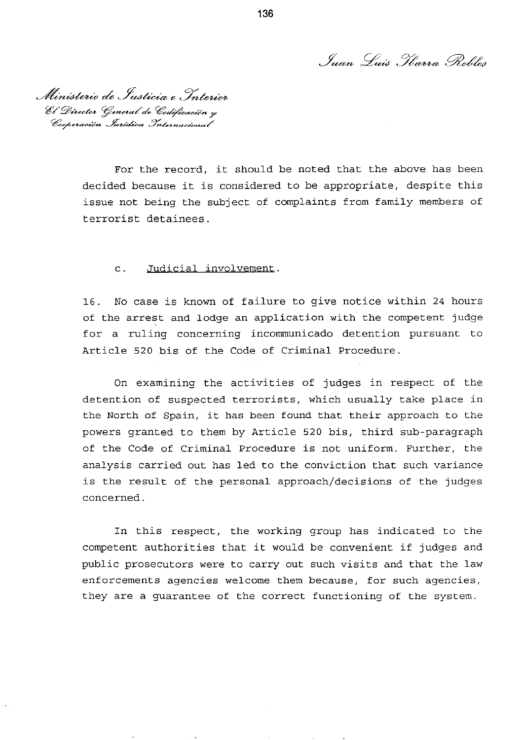*Juan Luis Ibarra Robles*

*Ministerio de Justicia e Interior*
*El Director General de Codificación y Cooperación Jurídica Internacional*

For the record, it should be noted that the above has been decided because it is considered to be appropriate, despite this issue not being the subject of complaints from family members of terrorist detainees.

c. Judicial involvement.

16. No case is known of failure to give notice within 24 hours of the arrest and lodge an application with the competent judge for a ruling concerning incommunicado detention pursuant to Article 520 bis of the Code of Criminal Procedure.

On examining the activities of judges in respect of the detention of suspected terrorists, which usually take place in the North of Spain, it has been found that their approach to the powers granted to them by Article 520 bis, third sub-paragraph of the Code of Criminal Procedure is not uniform. Further, the analysis carried out has led to the conviction that such variance is the result of the personal approach/decisions of the judges concerned.

In this respect, the working group has indicated to the competent authorities that it would be convenient if judges and public prosecutors were to carry out such visits and that the law enforcements agencies welcome them because, for such agencies, they are a guarantee of the correct functioning of the system.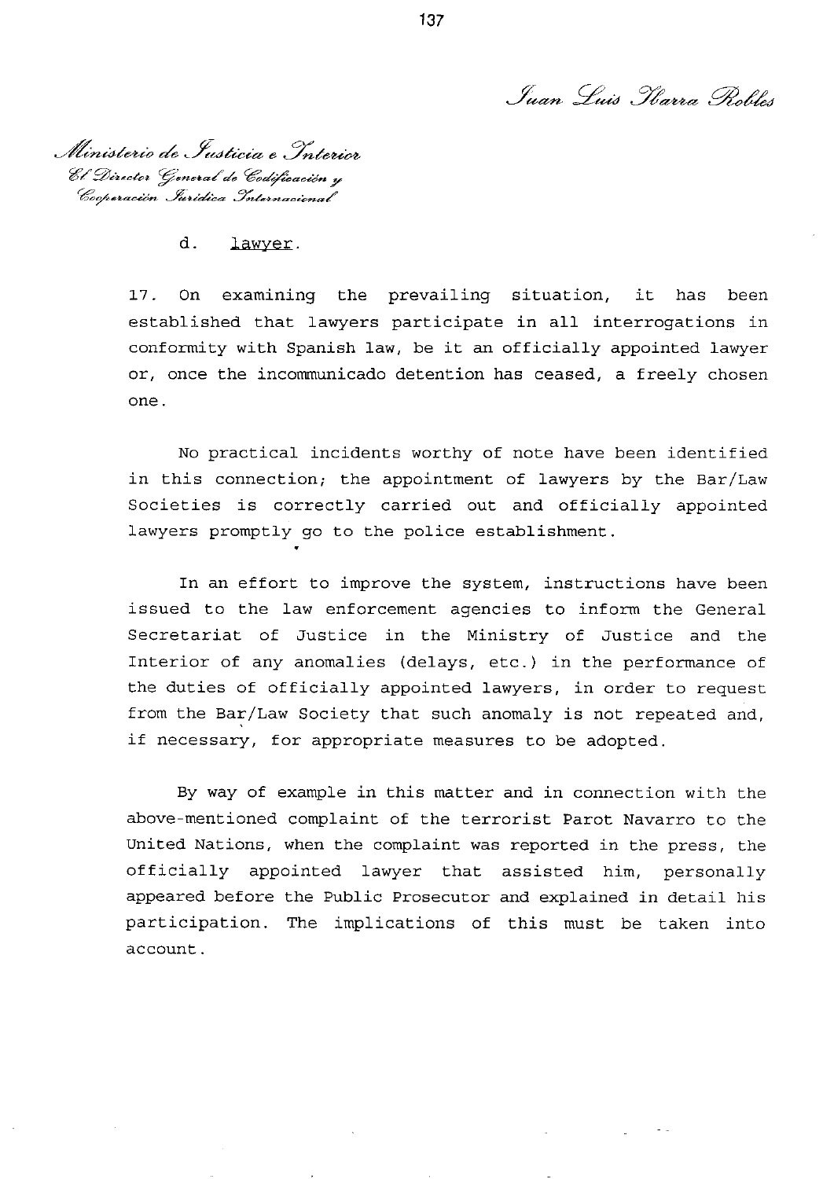d. <u>lawyer</u>.

17. On examining the prevailing situation, it has been established that lawyers participate in all interrogations in conformity with Spanish law, be it an officially appointed lawyer or, once the incommunicado detention has ceased, a freely chosen one.

No practical incidents worthy of note have been identified in this connection; the appointment of lawyers by the Bar/Law Societies is correctly carried out and officially appointed lawyers promptly go to the police establishment.

In an effort to improve the system, instructions have been issued to the law enforcement agencies to inform the General Secretariat of Justice in the Ministry of Justice and the Interior of any anomalies (delays, etc.) in the performance of the duties of officially appointed lawyers, in order to request from the Bar/Law Society that such anomaly is not repeated and, if necessary, for appropriate measures to be adopted.

By way of example in this matter and in connection with the above-mentioned complaint of the terrorist Parot Navarro to the United Nations, when the complaint was reported in the press, the officially appointed lawyer that assisted him, personally appeared before the Public Prosecutor and explained in detail his participation. The implications of this must be taken into account.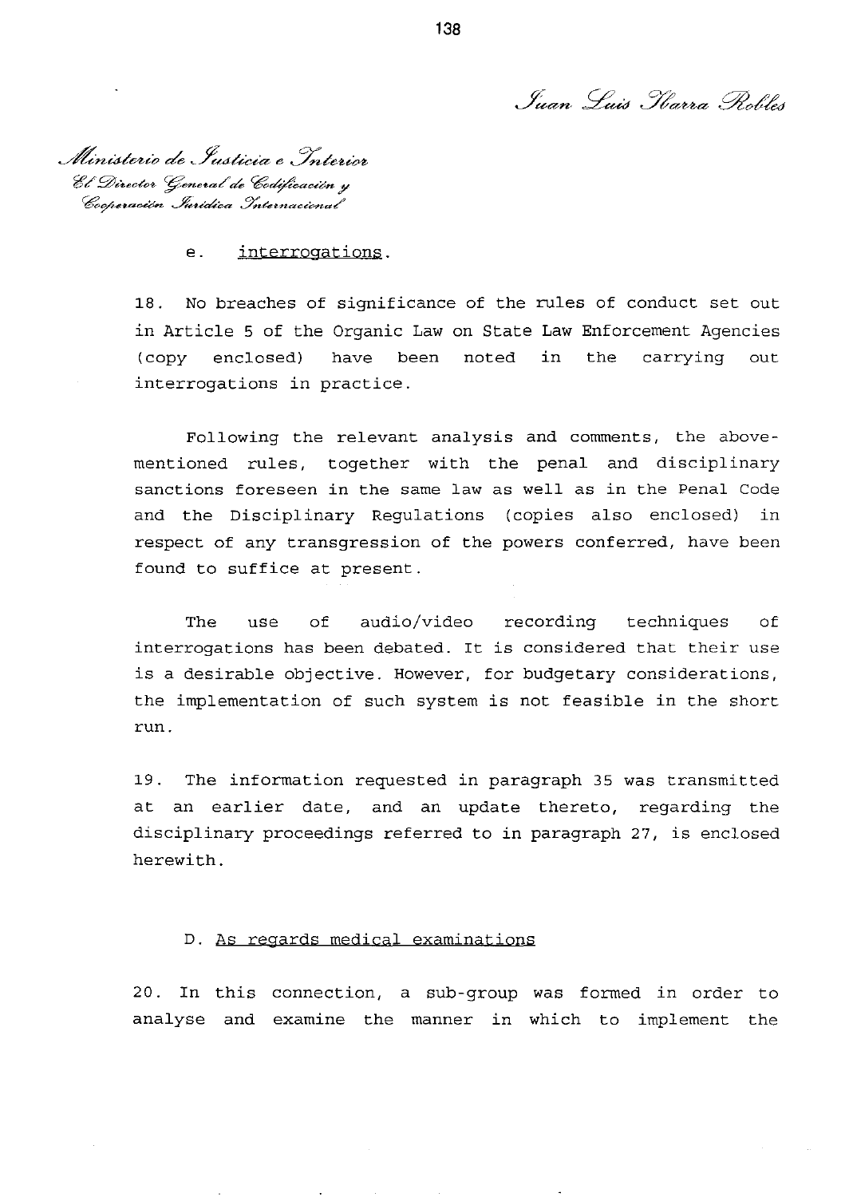*Juan Luis Ibarra Robles*

*Ministerio de Justicia e Interior*
*El Director General de Codificación y Cooperación Jurídica Internacional*

e. interrogations.

18. No breaches of significance of the rules of conduct set out in Article 5 of the Organic Law on State Law Enforcement Agencies (copy enclosed) have been noted in the carrying out interrogations in practice.

Following the relevant analysis and comments, the above-mentioned rules, together with the penal and disciplinary sanctions foreseen in the same law as well as in the Penal Code and the Disciplinary Regulations (copies also enclosed) in respect of any transgression of the powers conferred, have been found to suffice at present.

The use of audio/video recording techniques of interrogations has been debated. It is considered that their use is a desirable objective. However, for budgetary considerations, the implementation of such system is not feasible in the short run.

19. The information requested in paragraph 35 was transmitted at an earlier date, and an update thereto, regarding the disciplinary proceedings referred to in paragraph 27, is enclosed herewith.

D. As regards medical examinations

20. In this connection, a sub-group was formed in order to analyse and examine the manner in which to implement the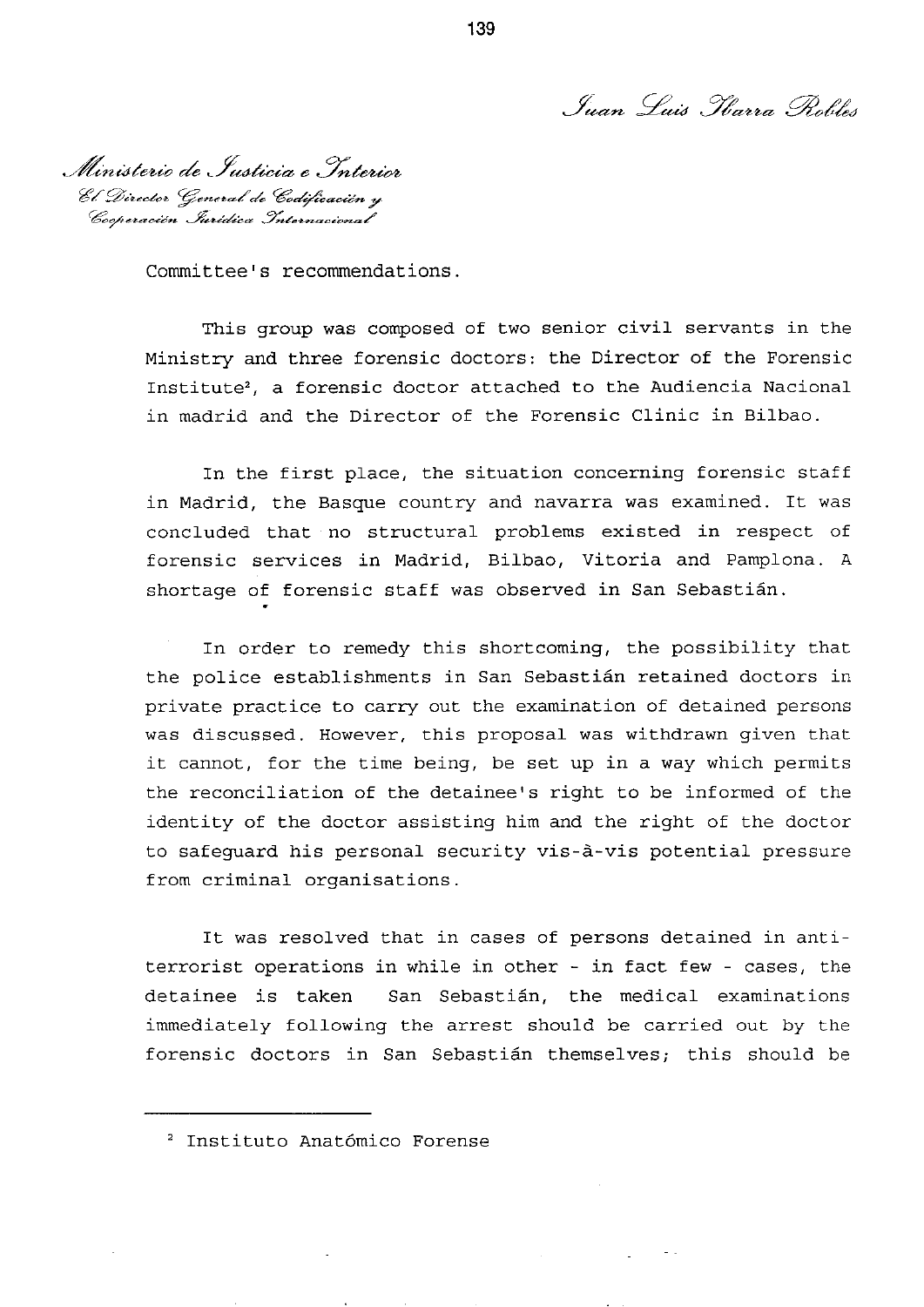*Juan Luis Ibarra Robles*

*Ministerio de Justicia e Interior*
*El Director General de Codificación y Cooperación Jurídica Internacional*

Committee's recommendations.

This group was composed of two senior civil servants in the Ministry and three forensic doctors: the Director of the Forensic Institute[2], a forensic doctor attached to the Audiencia Nacional in madrid and the Director of the Forensic Clinic in Bilbao.

In the first place, the situation concerning forensic staff in Madrid, the Basque country and navarra was examined. It was concluded that no structural problems existed in respect of forensic services in Madrid, Bilbao, Vitoria and Pamplona. A shortage of forensic staff was observed in San Sebastián.

In order to remedy this shortcoming, the possibility that the police establishments in San Sebastián retained doctors in private practice to carry out the examination of detained persons was discussed. However, this proposal was withdrawn given that it cannot, for the time being, be set up in a way which permits the reconciliation of the detainee's right to be informed of the identity of the doctor assisting him and the right of the doctor to safeguard his personal security vis-à-vis potential pressure from criminal organisations.

It was resolved that in cases of persons detained in anti-terrorist operations in while in other - in fact few - cases, the detainee is taken San Sebastián, the medical examinations immediately following the arrest should be carried out by the forensic doctors in San Sebastián themselves; this should be

[2] Instituto Anatómico Forense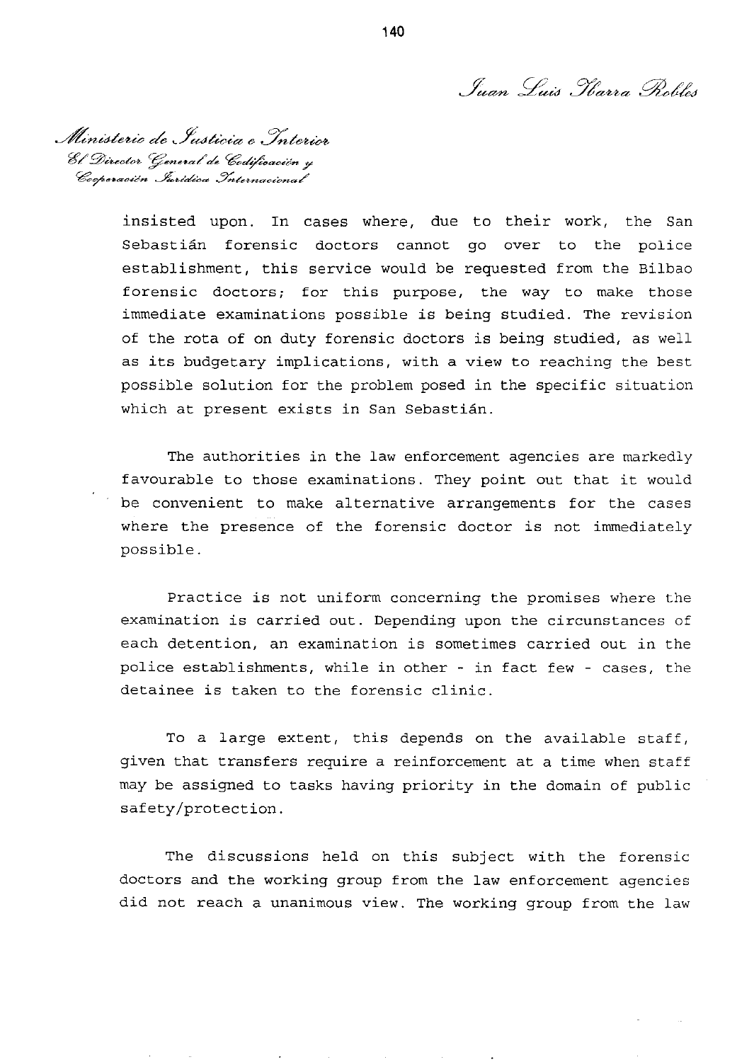*Juan Luis Ibarra Robles*

*Ministerio de Justicia e Interior*
*El Director General de Codificación y Cooperación Jurídica Internacional*

insisted upon. In cases where, due to their work, the San Sebastián forensic doctors cannot go over to the police establishment, this service would be requested from the Bilbao forensic doctors; for this purpose, the way to make those immediate examinations possible is being studied. The revision of the rota of on duty forensic doctors is being studied, as well as its budgetary implications, with a view to reaching the best possible solution for the problem posed in the specific situation which at present exists in San Sebastián.

The authorities in the law enforcement agencies are markedly favourable to those examinations. They point out that it would be convenient to make alternative arrangements for the cases where the presence of the forensic doctor is not immediately possible.

Practice is not uniform concerning the promises where the examination is carried out. Depending upon the circumstances of each detention, an examination is sometimes carried out in the police establishments, while in other - in fact few - cases, the detainee is taken to the forensic clinic.

To a large extent, this depends on the available staff, given that transfers require a reinforcement at a time when staff may be assigned to tasks having priority in the domain of public safety/protection.

The discussions held on this subject with the forensic doctors and the working group from the law enforcement agencies did not reach a unanimous view. The working group from the law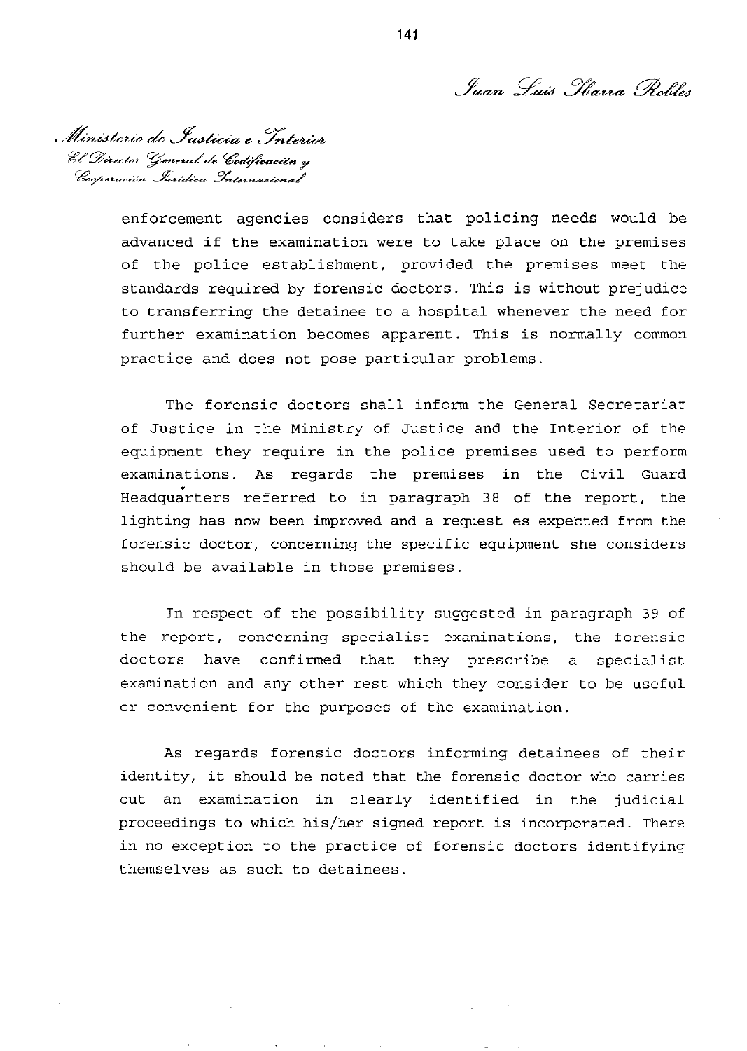*Juan Luis Ibarra Robles*

*Ministerio de Justicia e Interior*
*El Director General de Codificación y Cooperación Jurídica Internacional*

enforcement agencies considers that policing needs would be advanced if the examination were to take place on the premises of the police establishment, provided the premises meet the standards required by forensic doctors. This is without prejudice to transferring the detainee to a hospital whenever the need for further examination becomes apparent. This is normally common practice and does not pose particular problems.

The forensic doctors shall inform the General Secretariat of Justice in the Ministry of Justice and the Interior of the equipment they require in the police premises used to perform examinations. As regards the premises in the Civil Guard Headquarters referred to in paragraph 38 of the report, the lighting has now been improved and a request es expected from the forensic doctor, concerning the specific equipment she considers should be available in those premises.

In respect of the possibility suggested in paragraph 39 of the report, concerning specialist examinations, the forensic doctors have confirmed that they prescribe a specialist examination and any other rest which they consider to be useful or convenient for the purposes of the examination.

As regards forensic doctors informing detainees of their identity, it should be noted that the forensic doctor who carries out an examination in clearly identified in the judicial proceedings to which his/her signed report is incorporated. There in no exception to the practice of forensic doctors identifying themselves as such to detainees.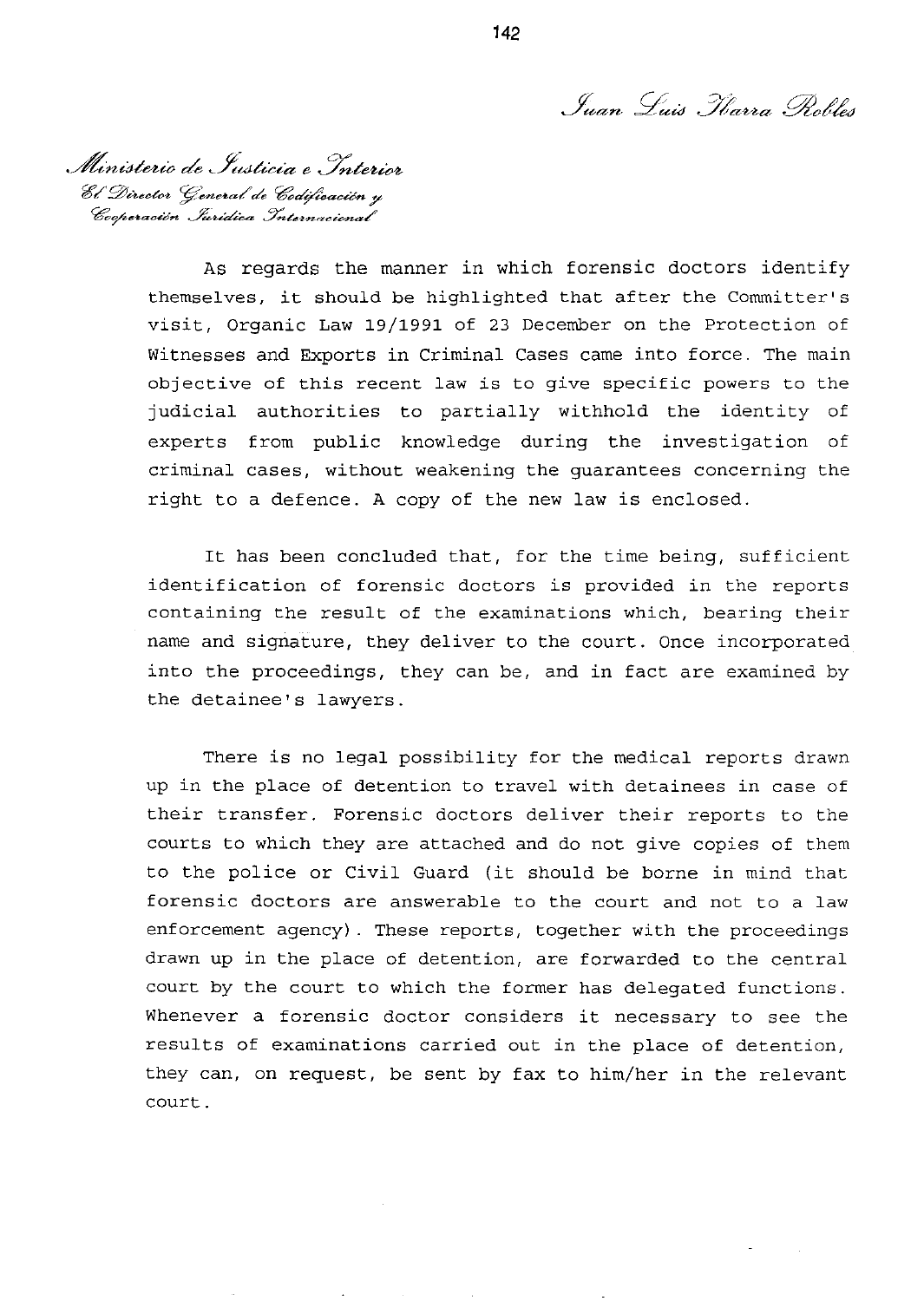*Juan Luis Ibarra Robles*

*Ministerio de Justicia e Interior*
*El Director General de Codificación y Cooperación Jurídica Internacional*

As regards the manner in which forensic doctors identify themselves, it should be highlighted that after the Committer's visit, Organic Law 19/1991 of 23 December on the Protection of Witnesses and Exports in Criminal Cases came into force. The main objective of this recent law is to give specific powers to the judicial authorities to partially withhold the identity of experts from public knowledge during the investigation of criminal cases, without weakening the guarantees concerning the right to a defence. A copy of the new law is enclosed.

It has been concluded that, for the time being, sufficient identification of forensic doctors is provided in the reports containing the result of the examinations which, bearing their name and signature, they deliver to the court. Once incorporated into the proceedings, they can be, and in fact are examined by the detainee's lawyers.

There is no legal possibility for the medical reports drawn up in the place of detention to travel with detainees in case of their transfer. Forensic doctors deliver their reports to the courts to which they are attached and do not give copies of them to the police or Civil Guard (it should be borne in mind that forensic doctors are answerable to the court and not to a law enforcement agency). These reports, together with the proceedings drawn up in the place of detention, are forwarded to the central court by the court to which the former has delegated functions. Whenever a forensic doctor considers it necessary to see the results of examinations carried out in the place of detention, they can, on request, be sent by fax to him/her in the relevant court.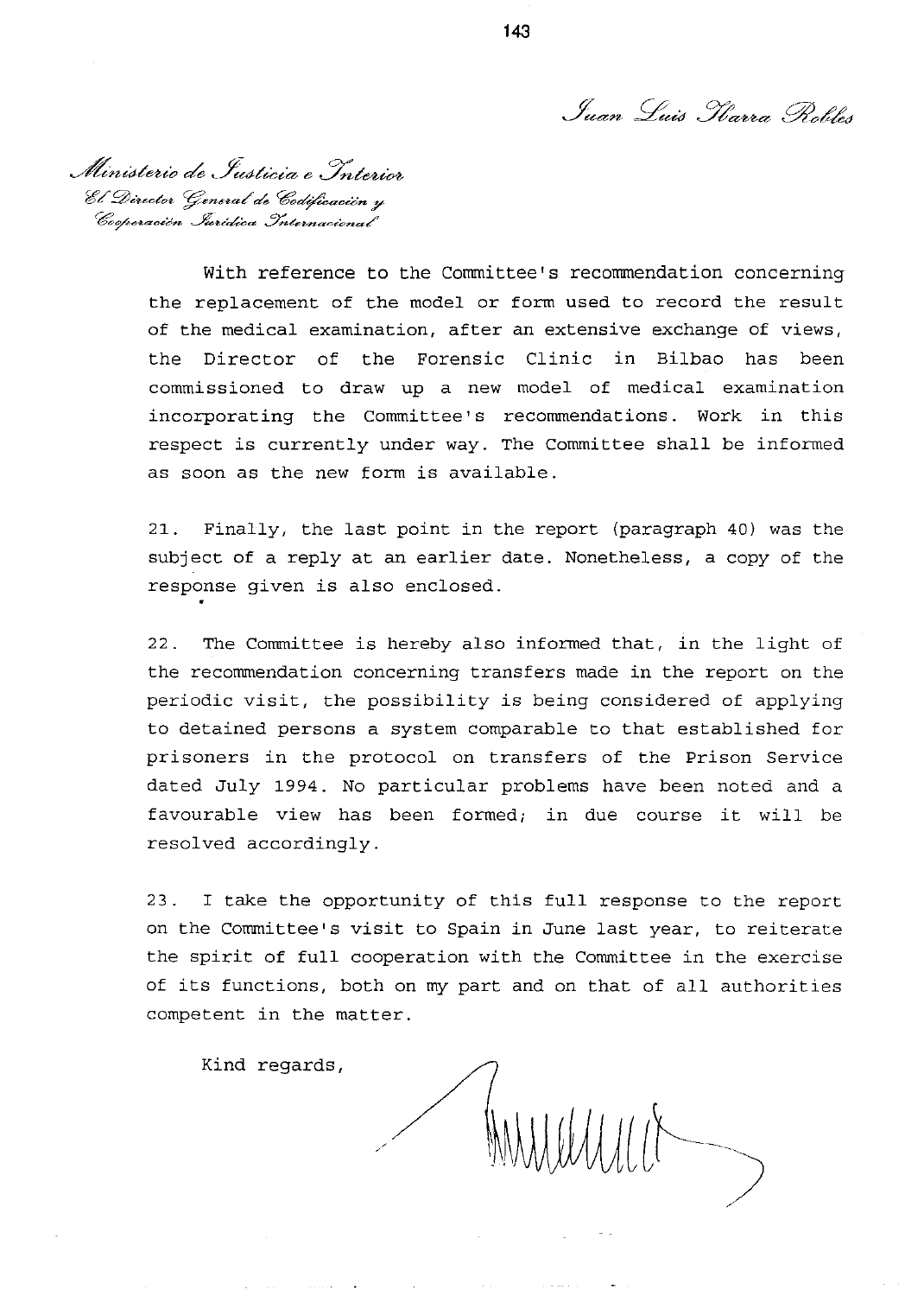*Juan Luis Ibarra Robles*

*Ministerio de Justicia e Interior*
*El Director General de Codificación y Cooperación Jurídica Internacional*

With reference to the Committee's recommendation concerning the replacement of the model or form used to record the result of the medical examination, after an extensive exchange of views, the Director of the Forensic Clinic in Bilbao has been commissioned to draw up a new model of medical examination incorporating the Committee's recommendations. Work in this respect is currently under way. The Committee shall be informed as soon as the new form is available.

21. Finally, the last point in the report (paragraph 40) was the subject of a reply at an earlier date. Nonetheless, a copy of the response given is also enclosed.

22. The Committee is hereby also informed that, in the light of the recommendation concerning transfers made in the report on the periodic visit, the possibility is being considered of applying to detained persons a system comparable to that established for prisoners in the protocol on transfers of the Prison Service dated July 1994. No particular problems have been noted and a favourable view has been formed; in due course it will be resolved accordingly.

23. I take the opportunity of this full response to the report on the Committee's visit to Spain in June last year, to reiterate the spirit of full cooperation with the Committee in the exercise of its functions, both on my part and on that of all authorities competent in the matter.

Kind regards,